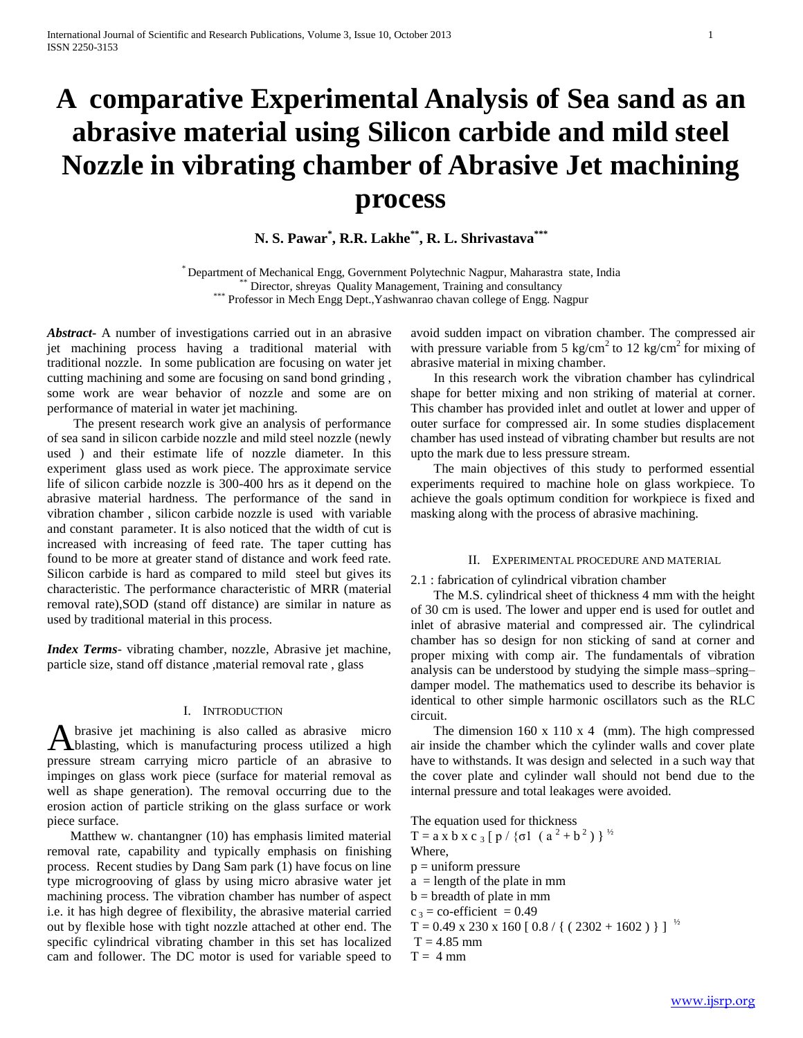# A comparative Experimental Analysis of Sea sand as an abrasive material using Silicon carbide and mild steel Nozzle in vibrating chamber of Abrasive Jet machining process

**N. S. Pawar[*], R.R. Lakhe[**], R. L. Shrivastava[***]**

[*] Department of Mechanical Engg, Government Polytechnic Nagpur, Maharastra state, India
[**] Director, shreyas Quality Management, Training and consultancy
[***] Professor in Mech Engg Dept.,Yashwanrao chavan college of Engg. Nagpur

***Abstract***- A number of investigations carried out in an abrasive jet machining process having a traditional material with traditional nozzle. In some publication are focusing on water jet cutting machining and some are focusing on sand bond grinding , some work are wear behavior of nozzle and some are on performance of material in water jet machining.

The present research work give an analysis of performance of sea sand in silicon carbide nozzle and mild steel nozzle (newly used ) and their estimate life of nozzle diameter. In this experiment glass used as work piece. The approximate service life of silicon carbide nozzle is 300-400 hrs as it depend on the abrasive material hardness. The performance of the sand in vibration chamber , silicon carbide nozzle is used with variable and constant parameter. It is also noticed that the width of cut is increased with increasing of feed rate. The taper cutting has found to be more at greater stand of distance and work feed rate. Silicon carbide is hard as compared to mild steel but gives its characteristic. The performance characteristic of MRR (material removal rate),SOD (stand off distance) are similar in nature as used by traditional material in this process.

***Index Terms***- vibrating chamber, nozzle, Abrasive jet machine, particle size, stand off distance ,material removal rate , glass

## I. INTRODUCTION

Abrasive jet machining is also called as abrasive micro blasting, which is manufacturing process utilized a high pressure stream carrying micro particle of an abrasive to impinges on glass work piece (surface for material removal as well as shape generation). The removal occurring due to the erosion action of particle striking on the glass surface or work piece surface.

Matthew w. chantangner (10) has emphasis limited material removal rate, capability and typically emphasis on finishing process. Recent studies by Dang Sam park (1) have focus on line type microgrooving of glass by using micro abrasive water jet machining process. The vibration chamber has number of aspect i.e. it has high degree of flexibility, the abrasive material carried out by flexible hose with tight nozzle attached at other end. The specific cylindrical vibrating chamber in this set has localized cam and follower. The DC motor is used for variable speed to avoid sudden impact on vibration chamber. The compressed air with pressure variable from 5 $kg/cm^2$ to 12 $kg/cm^2$ for mixing of abrasive material in mixing chamber.

In this research work the vibration chamber has cylindrical shape for better mixing and non striking of material at corner. This chamber has provided inlet and outlet at lower and upper of outer surface for compressed air. In some studies displacement chamber has used instead of vibrating chamber but results are not upto the mark due to less pressure stream.

The main objectives of this study to performed essential experiments required to machine hole on glass workpiece. To achieve the goals optimum condition for workpiece is fixed and masking along with the process of abrasive machining.

## II. EXPERIMENTAL PROCEDURE AND MATERIAL

2.1 : fabrication of cylindrical vibration chamber

The M.S. cylindrical sheet of thickness 4 mm with the height of 30 cm is used. The lower and upper end is used for outlet and inlet of abrasive material and compressed air. The cylindrical chamber has so design for non sticking of sand at corner and proper mixing with comp air. The fundamentals of vibration analysis can be understood by studying the simple mass–spring–damper model. The mathematics used to describe its behavior is identical to other simple harmonic oscillators such as the RLC circuit.

The dimension 160 x 110 x 4 (mm). The high compressed air inside the chamber which the cylinder walls and cover plate have to withstands. It was design and selected in a such way that the cover plate and cylinder wall should not bend due to the internal pressure and total leakages were avoided.

The equation used for thickness

$T = a \times b \times c_3 [ p / \{\sigma 1 \ ( a^2 + b^2 ) \} ]^{½}$

Where,

p = uniform pressure

a = length of the plate in mm

b = breadth of plate in mm

$c_3$ = co-efficient = 0.49

$T = 0.49 \times 230 \times 160 [ 0.8 / \{ ( 2302 + 1602 ) \} ]^{½}$

T = 4.85 mm

T = 4 mm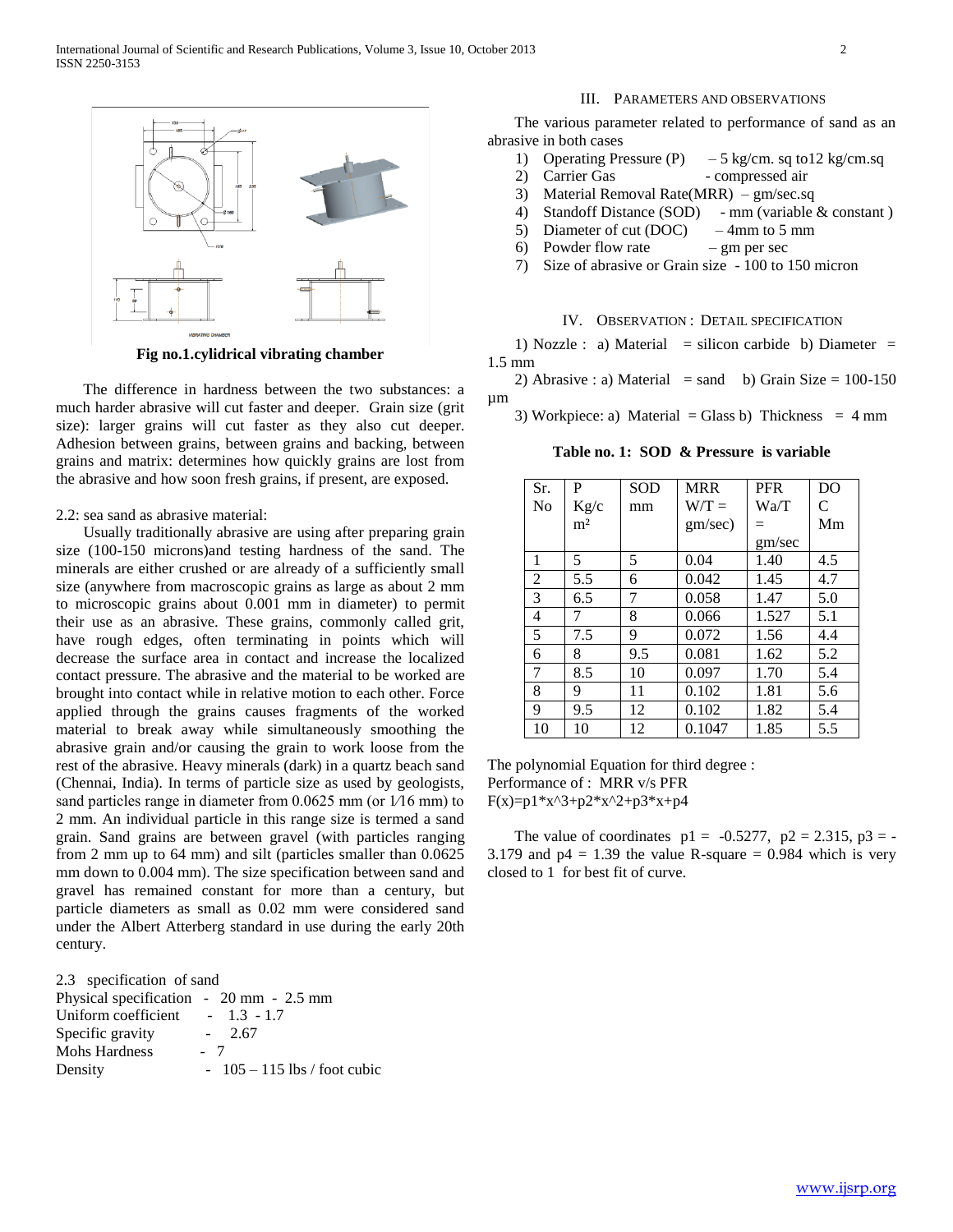**Fig no.1.cylidrical vibrating chamber**

The difference in hardness between the two substances: a much harder abrasive will cut faster and deeper. Grain size (grit size): larger grains will cut faster as they also cut deeper. Adhesion between grains, between grains and backing, between grains and matrix: determines how quickly grains are lost from the abrasive and how soon fresh grains, if present, are exposed.

2.2: sea sand as abrasive material:

Usually traditionally abrasive are using after preparing grain size (100-150 microns)and testing hardness of the sand. The minerals are either crushed or are already of a sufficiently small size (anywhere from macroscopic grains as large as about 2 mm to microscopic grains about 0.001 mm in diameter) to permit their use as an abrasive. These grains, commonly called grit, have rough edges, often terminating in points which will decrease the surface area in contact and increase the localized contact pressure. The abrasive and the material to be worked are brought into contact while in relative motion to each other. Force applied through the grains causes fragments of the worked material to break away while simultaneously smoothing the abrasive grain and/or causing the grain to work loose from the rest of the abrasive. Heavy minerals (dark) in a quartz beach sand (Chennai, India). In terms of particle size as used by geologists, sand particles range in diameter from 0.0625 mm (or 1⁄16 mm) to 2 mm. An individual particle in this range size is termed a sand grain. Sand grains are between gravel (with particles ranging from 2 mm up to 64 mm) and silt (particles smaller than 0.0625 mm down to 0.004 mm). The size specification between sand and gravel has remained constant for more than a century, but particle diameters as small as 0.02 mm were considered sand under the Albert Atterberg standard in use during the early 20th century.

2.3 specification of sand

Physical specification - 20 mm - 2.5 mm
Uniform coefficient - 1.3 - 1.7
Specific gravity - 2.67
Mohs Hardness - 7
Density - 105 – 115 lbs / foot cubic

## III. Parameters and Observations

The various parameter related to performance of sand as an abrasive in both cases

1) Operating Pressure (P) – 5 kg/cm. sq to12 kg/cm.sq
2) Carrier Gas - compressed air
3) Material Removal Rate(MRR) – gm/sec.sq
4) Standoff Distance (SOD) - mm (variable & constant )
5) Diameter of cut (DOC) – 4mm to 5 mm
6) Powder flow rate – gm per sec
7) Size of abrasive or Grain size - 100 to 150 micron

## IV. Observation : Detail Specification

1) Nozzle : a) Material = silicon carbide b) Diameter = 1.5 mm

2) Abrasive : a) Material = sand b) Grain Size = 100-150 µm

3) Workpiece: a) Material = Glass b) Thickness = 4 mm

**Table no. 1: SOD & Pressure is variable**

| Sr. No | P Kg/cm² | SOD mm | MRR W/T = gm/sec) | PFR Wa/T = gm/sec | DOC Mm |
|---|---|---|---|---|---|
| 1 | 5 | 5 | 0.04 | 1.40 | 4.5 |
| 2 | 5.5 | 6 | 0.042 | 1.45 | 4.7 |
| 3 | 6.5 | 7 | 0.058 | 1.47 | 5.0 |
| 4 | 7 | 8 | 0.066 | 1.527 | 5.1 |
| 5 | 7.5 | 9 | 0.072 | 1.56 | 4.4 |
| 6 | 8 | 9.5 | 0.081 | 1.62 | 5.2 |
| 7 | 8.5 | 10 | 0.097 | 1.70 | 5.4 |
| 8 | 9 | 11 | 0.102 | 1.81 | 5.6 |
| 9 | 9.5 | 12 | 0.102 | 1.82 | 5.4 |
| 10 | 10 | 12 | 0.1047 | 1.85 | 5.5 |

The polynomial Equation for third degree :
Performance of : MRR v/s PFR
F(x)=p1*x^3+p2*x^2+p3*x+p4

The value of coordinates $p1 = -0.5277$, $p2 = 2.315$, $p3 = -3.179$ and $p4 = 1.39$ the value R-square = 0.984 which is very closed to 1 for best fit of curve.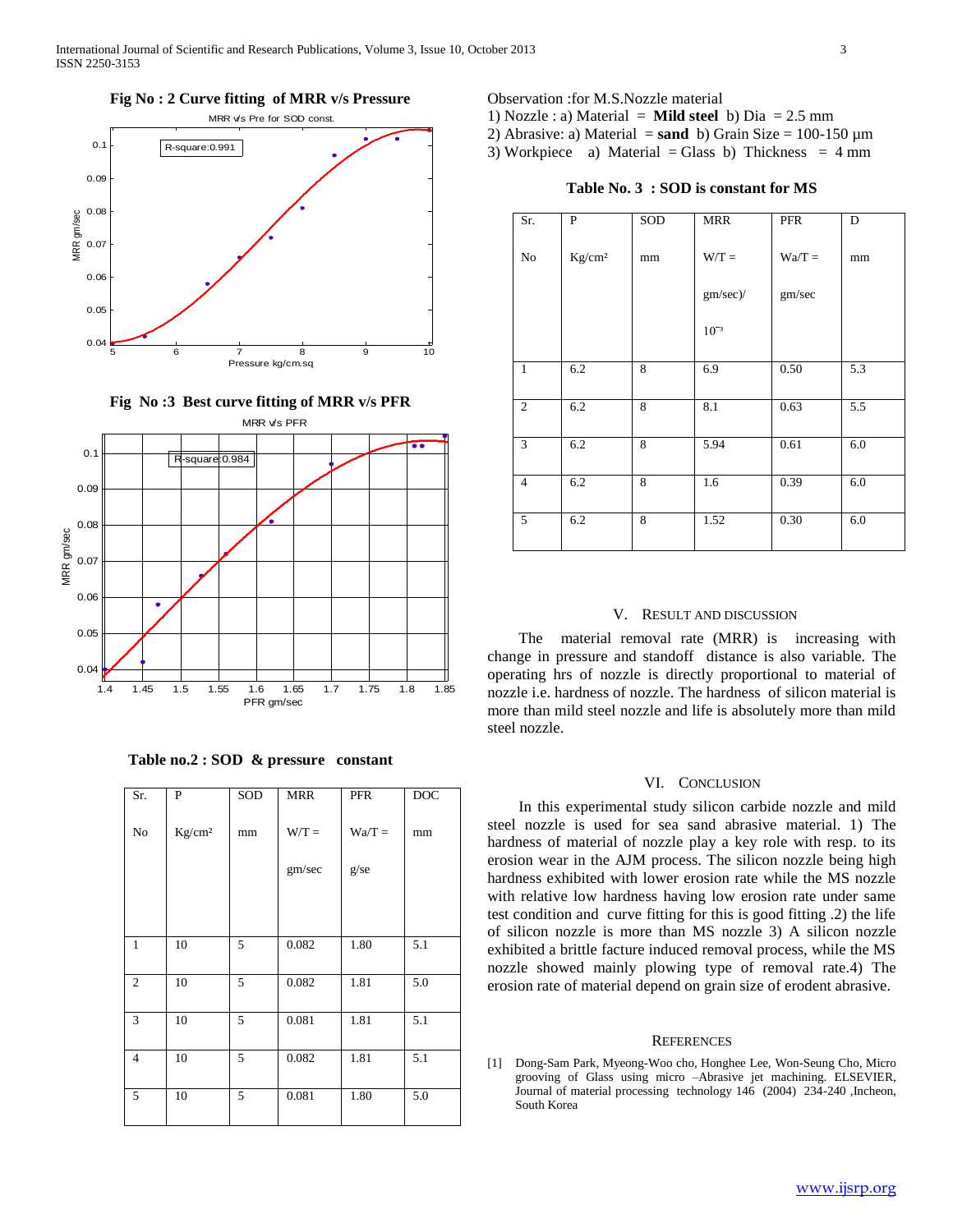**Fig No : 2 Curve fitting of MRR v/s Pressure**

**Fig No :3 Best curve fitting of MRR v/s PFR**

**Table no.2 : SOD & pressure constant**

| Sr. No | P Kg/cm² | SOD mm | MRR W/T = gm/sec | PFR Wa/T = g/se | DOC mm |
|---|---|---|---|---|---|
| 1 | 10 | 5 | 0.082 | 1.80 | 5.1 |
| 2 | 10 | 5 | 0.082 | 1.81 | 5.0 |
| 3 | 10 | 5 | 0.081 | 1.81 | 5.1 |
| 4 | 10 | 5 | 0.082 | 1.81 | 5.1 |
| 5 | 10 | 5 | 0.081 | 1.80 | 5.0 |

Observation :for M.S.Nozzle material

1) Nozzle : a) Material = **Mild steel** b) Dia = 2.5 mm
2) Abrasive: a) Material = **sand** b) Grain Size = 100-150 µm
3) Workpiece a) Material = Glass b) Thickness = 4 mm

**Table No. 3 : SOD is constant for MS**

| Sr. No | P Kg/cm² | SOD mm | MRR W/T = gm/sec)/ $10^{-3}$ | PFR Wa/T = gm/sec | D mm |
|---|---|---|---|---|---|
| 1 | 6.2 | 8 | 6.9 | 0.50 | 5.3 |
| 2 | 6.2 | 8 | 8.1 | 0.63 | 5.5 |
| 3 | 6.2 | 8 | 5.94 | 0.61 | 6.0 |
| 4 | 6.2 | 8 | 1.6 | 0.39 | 6.0 |
| 5 | 6.2 | 8 | 1.52 | 0.30 | 6.0 |

## V. Result and Discussion

The material removal rate (MRR) is increasing with change in pressure and standoff distance is also variable. The operating hrs of nozzle is directly proportional to material of nozzle i.e. hardness of nozzle. The hardness of silicon material is more than mild steel nozzle and life is absolutely more than mild steel nozzle.

## VI. Conclusion

In this experimental study silicon carbide nozzle and mild steel nozzle is used for sea sand abrasive material. 1) The hardness of material of nozzle play a key role with resp. to its erosion wear in the AJM process. The silicon nozzle being high hardness exhibited with lower erosion rate while the MS nozzle with relative low hardness having low erosion rate under same test condition and curve fitting for this is good fitting .2) the life of silicon nozzle is more than MS nozzle 3) A silicon nozzle exhibited a brittle facture induced removal process, while the MS nozzle showed mainly plowing type of removal rate.4) The erosion rate of material depend on grain size of erodent abrasive.

## References

[1] Dong-Sam Park, Myeong-Woo cho, Honghee Lee, Won-Seung Cho, Micro grooving of Glass using micro –Abrasive jet machining. ELSEVIER, Journal of material processing technology 146 (2004) 234-240 ,Incheon, South Korea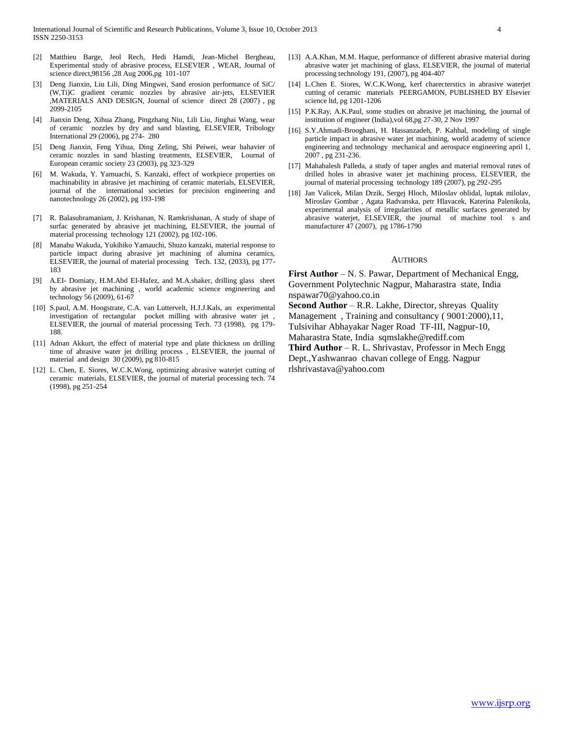[2] Matthieu Barge, Jeol Rech, Hedi Hamdi, Jean-Michel Bergheau, Experimental study of abrasive process, ELSEVIER , WEAR, Journal of science direct,98156 ,28 Aug 2006,pg 101-107

[3] Deng Jianxin, Liu Lili, Ding Mingwei, Sand erosion performance of SiC/ (W,Ti)C gradient ceramic nozzles by abrasive air-jets, ELSEVIER ,MATERIALS AND DESIGN, Journal of science direct 28 (2007) , pg 2099-2105

[4] Jianxin Deng, Xihua Zhang, Pingzhang Niu, Lili Liu, Jinghai Wang, wear of ceramic nozzles by dry and sand blasting, ELSEVIER, Tribology International 29 (2006), pg 274- 280

[5] Deng Jianxin, Feng Yihua, Ding Zeling, Shi Peiwei, wear bahavier of ceramic nozzles in sand blasting treatments, ELSEVIER, Lournal of European ceramic society 23 (2003), pg 323-329

[6] M. Wakuda, Y. Yamuachi, S. Kanzaki, effect of workpiece properties on machinability in abrasive jet machining of ceramic materials, ELSEVIER, journal of the international societies for precision engineering and nanotechnology 26 (2002), pg 193-198

[7] R. Balasubramaniam, J. Krishanan, N. Ramkrishanan, A study of shape of surfac generated by abrasive jet machining, ELSEVIER, the journal of material processing technology 121 (2002), pg 102-106.

[8] Manabu Wakuda, Yukihiko Yamauchi, Shuzo kanzaki, material response to particle impact during abrasive jet machining of alumina ceramics, ELSEVIER, the journal of material processing Tech. 132, (2033), pg 177-183

[9] A.EI- Domiaty, H.M.Abd EI-Hafez, and M.A.shaker, drilling glass sheet by abrasive jet machining , world academic science engineering and technology 56 (2009), 61-67

[10] S.paul, A.M. Hoogstrate, C.A. van Luttervelt, H.J.J.Kals, an experimental investigation of rectangular pocket milling with abrasive water jet , ELSEVIER, the journal of material processing Tech. 73 (1998), pg 179-188.

[11] Adnan Akkurt, the effect of material type and plate thickness on drilling time of abrasive water jet drilling process , ELSEVIER, the journal of material and design 30 (2009), pg 810-815

[12] L. Chen, E. Siores, W.C.K.Wong, optimizing abrasive waterjet cutting of ceramic materials, ELSEVIER, the journal of material processing tech. 74 (1998), pg 251-254

[13] A.A.Khan, M.M. Haque, performance of different abrasive material during abrasive water jet machining of glass, ELSEVIER, the journal of material processing technology 191, (2007), pg 404-407

[14] L.Chen E. Siores, W.C.K.Wong, kerf charecterstics in abrasive waterjet cutting of ceramic materials PEERGAMON, PUBLISHED BY Elsevier science ltd, pg 1201-1206

[15] P.K.Ray, A.K.Paul, some studies on abrasive jet machining, the journal of institution of engineer (India),vol 68,pg 27-30, 2 Nov 1997

[16] S.Y.Ahmadi-Brooghani, H. Hassanzadeh, P. Kahhal, modeling of single particle impact in abrasive water jet machining, world academy of science engineering and technology mechanical and aerospace engineering april 1, 2007 , pg 231-236.

[17] Mahabalesh Palleda, a study of taper angles and material removal rates of drilled holes in abrasive water jet machining process, ELSEVIER, the journal of material processing technology 189 (2007), pg 292-295

[18] Jan Valicek, Milan Drzik, Sergej Hloch, Miloslav ohlidal, luptak milolav, Miroslav Gombar , Agata Radvanska, petr Hlavacek, Katerina Palenikola, experimental analysis of irregularities of metallic surfaces generated by abrasive waterjet, ELSEVIER, the journal of machine tool s and manufacturer 47 (2007), pg 1786-1790

## AUTHORS

**First Author** – N. S. Pawar, Department of Mechanical Engg, Government Polytechnic Nagpur, Maharastra state, India nspawar70@yahoo.co.in

**Second Author** – R.R. Lakhe, Director, shreyas Quality Management , Training and consultancy ( 9001:2000),11, Tulsivihar Abhayakar Nager Road TF-III, Nagpur-10, Maharastra State, India sqmslakhe@rediff.com

**Third Author** – R. L. Shrivastav, Professor in Mech Engg Dept.,Yashwanrao chavan college of Engg. Nagpur rlshrivastava@yahoo.com